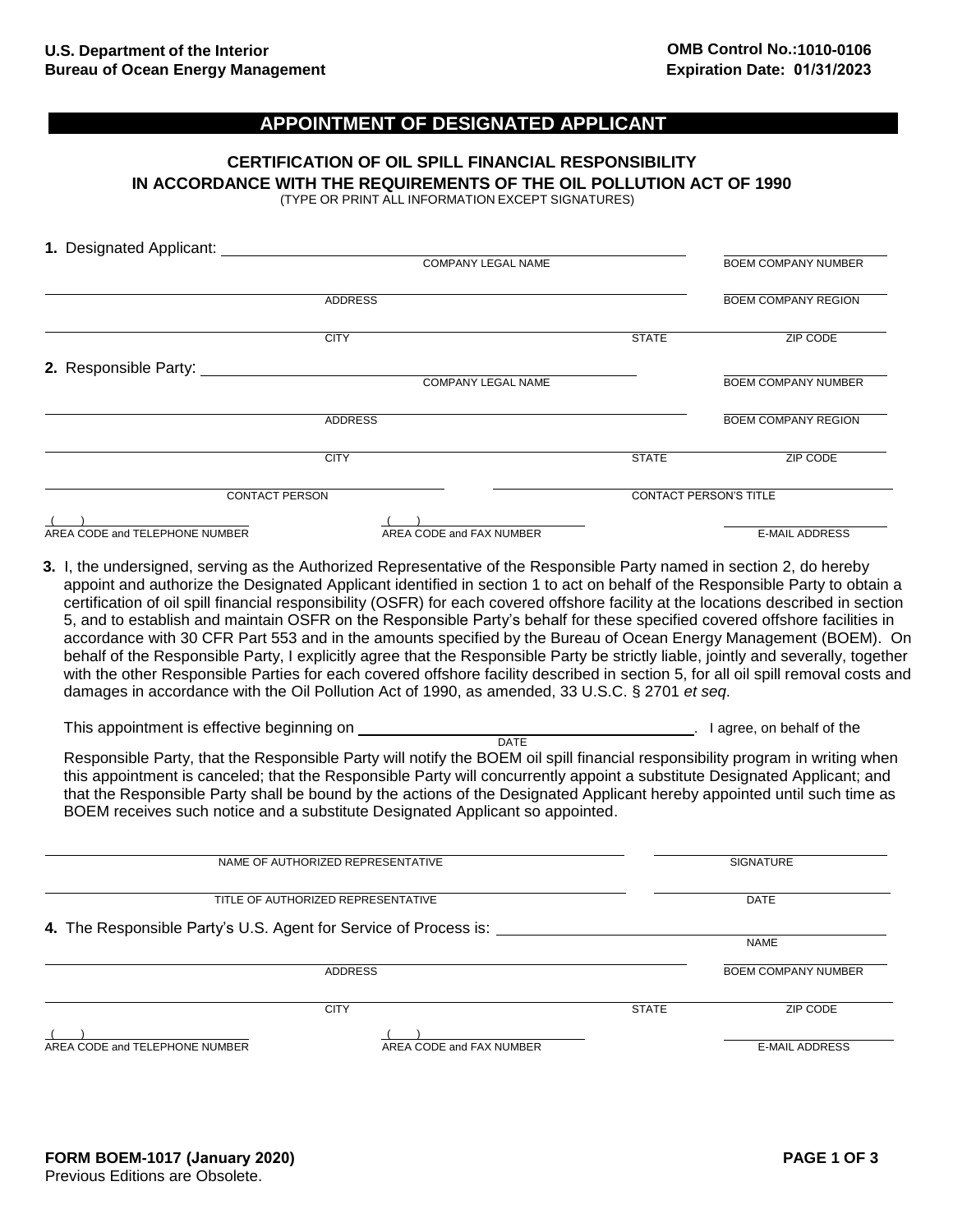U.S. Department of the Interior
Bureau of Ocean Energy Management

OMB Control No.:1010-0106
Expiration Date: 01/31/2023

# APPOINTMENT OF DESIGNATED APPLICANT

## CERTIFICATION OF OIL SPILL FINANCIAL RESPONSIBILITY IN ACCORDANCE WITH THE REQUIREMENTS OF THE OIL POLLUTION ACT OF 1990

(TYPE OR PRINT ALL INFORMATION EXCEPT SIGNATURES)

**1.** Designated Applicant: ______________________________

COMPANY LEGAL NAME | BOEM COMPANY NUMBER

ADDRESS | BOEM COMPANY REGION

CITY | STATE | ZIP CODE

**2.** Responsible Party: ______________________________

COMPANY LEGAL NAME | BOEM COMPANY NUMBER

ADDRESS | BOEM COMPANY REGION

CITY | STATE | ZIP CODE

CONTACT PERSON | CONTACT PERSON'S TITLE

( ) AREA CODE and TELEPHONE NUMBER | ( ) AREA CODE and FAX NUMBER | E-MAIL ADDRESS

**3.** I, the undersigned, serving as the Authorized Representative of the Responsible Party named in section 2, do hereby appoint and authorize the Designated Applicant identified in section 1 to act on behalf of the Responsible Party to obtain a certification of oil spill financial responsibility (OSFR) for each covered offshore facility at the locations described in section 5, and to establish and maintain OSFR on the Responsible Party's behalf for these specified covered offshore facilities in accordance with 30 CFR Part 553 and in the amounts specified by the Bureau of Ocean Energy Management (BOEM). On behalf of the Responsible Party, I explicitly agree that the Responsible Party be strictly liable, jointly and severally, together with the other Responsible Parties for each covered offshore facility described in section 5, for all oil spill removal costs and damages in accordance with the Oil Pollution Act of 1990, as amended, 33 U.S.C. § 2701 *et seq*.

This appointment is effective beginning on ______________________________ (DATE). I agree, on behalf of the Responsible Party, that the Responsible Party will notify the BOEM oil spill financial responsibility program in writing when this appointment is canceled; that the Responsible Party will concurrently appoint a substitute Designated Applicant; and that the Responsible Party shall be bound by the actions of the Designated Applicant hereby appointed until such time as BOEM receives such notice and a substitute Designated Applicant so appointed.

NAME OF AUTHORIZED REPRESENTATIVE | SIGNATURE

TITLE OF AUTHORIZED REPRESENTATIVE | DATE

**4.** The Responsible Party's U.S. Agent for Service of Process is: ______________________________

NAME

ADDRESS | BOEM COMPANY NUMBER

CITY | STATE | ZIP CODE

( ) AREA CODE and TELEPHONE NUMBER | ( ) AREA CODE and FAX NUMBER | E-MAIL ADDRESS

FORM BOEM-1017 (January 2020)
Previous Editions are Obsolete.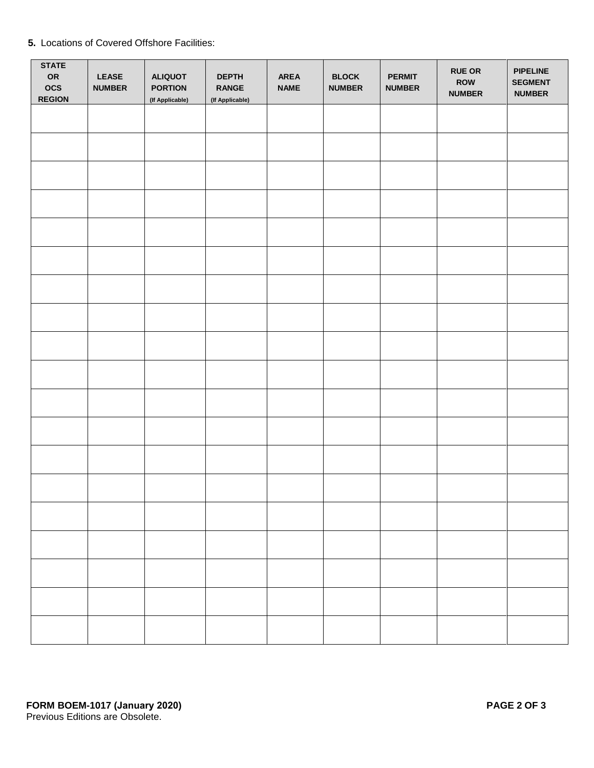**5.** Locations of Covered Offshore Facilities:

| STATE OR OCS REGION | LEASE NUMBER | ALIQUOT PORTION (If Applicable) | DEPTH RANGE (If Applicable) | AREA NAME | BLOCK NUMBER | PERMIT NUMBER | RUE OR ROW NUMBER | PIPELINE SEGMENT NUMBER |
|---|---|---|---|---|---|---|---|---|
| | | | | | | | | |
| | | | | | | | | |
| | | | | | | | | |
| | | | | | | | | |
| | | | | | | | | |
| | | | | | | | | |
| | | | | | | | | |
| | | | | | | | | |
| | | | | | | | | |
| | | | | | | | | |
| | | | | | | | | |
| | | | | | | | | |
| | | | | | | | | |
| | | | | | | | | |
| | | | | | | | | |
| | | | | | | | | |
| | | | | | | | | |
| | | | | | | | | |
| | | | | | | | | |

**FORM BOEM-1017 (January 2020)**
Previous Editions are Obsolete.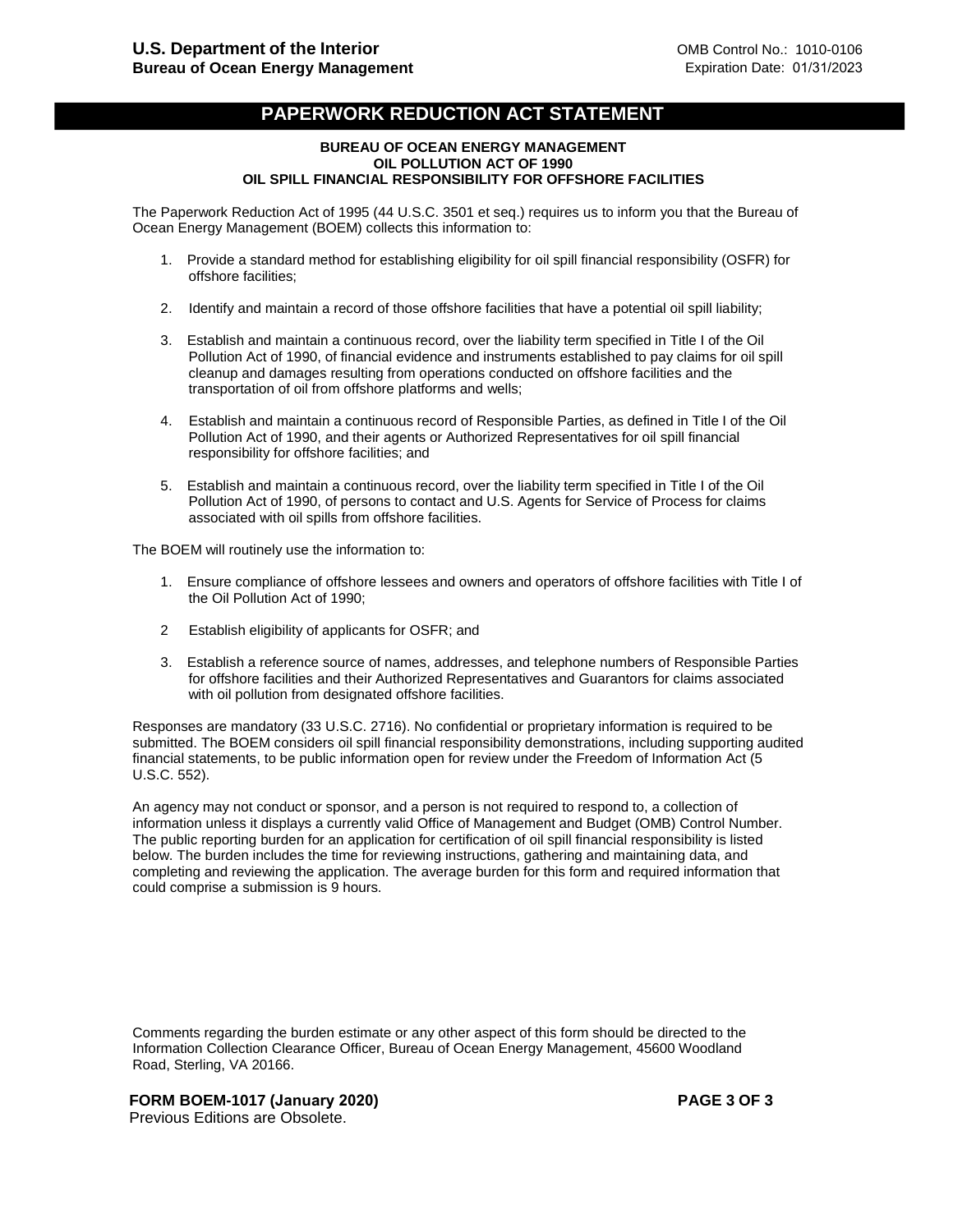**U.S. Department of the Interior**
**Bureau of Ocean Energy Management**

OMB Control No.: 1010-0106
Expiration Date: 01/31/2023

# PAPERWORK REDUCTION ACT STATEMENT

**BUREAU OF OCEAN ENERGY MANAGEMENT**
**OIL POLLUTION ACT OF 1990**
**OIL SPILL FINANCIAL RESPONSIBILITY FOR OFFSHORE FACILITIES**

The Paperwork Reduction Act of 1995 (44 U.S.C. 3501 et seq.) requires us to inform you that the Bureau of Ocean Energy Management (BOEM) collects this information to:

1. Provide a standard method for establishing eligibility for oil spill financial responsibility (OSFR) for offshore facilities;

2. Identify and maintain a record of those offshore facilities that have a potential oil spill liability;

3. Establish and maintain a continuous record, over the liability term specified in Title I of the Oil Pollution Act of 1990, of financial evidence and instruments established to pay claims for oil spill cleanup and damages resulting from operations conducted on offshore facilities and the transportation of oil from offshore platforms and wells;

4. Establish and maintain a continuous record of Responsible Parties, as defined in Title I of the Oil Pollution Act of 1990, and their agents or Authorized Representatives for oil spill financial responsibility for offshore facilities; and

5. Establish and maintain a continuous record, over the liability term specified in Title I of the Oil Pollution Act of 1990, of persons to contact and U.S. Agents for Service of Process for claims associated with oil spills from offshore facilities.

The BOEM will routinely use the information to:

1. Ensure compliance of offshore lessees and owners and operators of offshore facilities with Title I of the Oil Pollution Act of 1990;

2 Establish eligibility of applicants for OSFR; and

3. Establish a reference source of names, addresses, and telephone numbers of Responsible Parties for offshore facilities and their Authorized Representatives and Guarantors for claims associated with oil pollution from designated offshore facilities.

Responses are mandatory (33 U.S.C. 2716). No confidential or proprietary information is required to be submitted. The BOEM considers oil spill financial responsibility demonstrations, including supporting audited financial statements, to be public information open for review under the Freedom of Information Act (5 U.S.C. 552).

An agency may not conduct or sponsor, and a person is not required to respond to, a collection of information unless it displays a currently valid Office of Management and Budget (OMB) Control Number. The public reporting burden for an application for certification of oil spill financial responsibility is listed below. The burden includes the time for reviewing instructions, gathering and maintaining data, and completing and reviewing the application. The average burden for this form and required information that could comprise a submission is 9 hours.

Comments regarding the burden estimate or any other aspect of this form should be directed to the Information Collection Clearance Officer, Bureau of Ocean Energy Management, 45600 Woodland Road, Sterling, VA 20166.

**FORM BOEM-1017 (January 2020)**
Previous Editions are Obsolete.